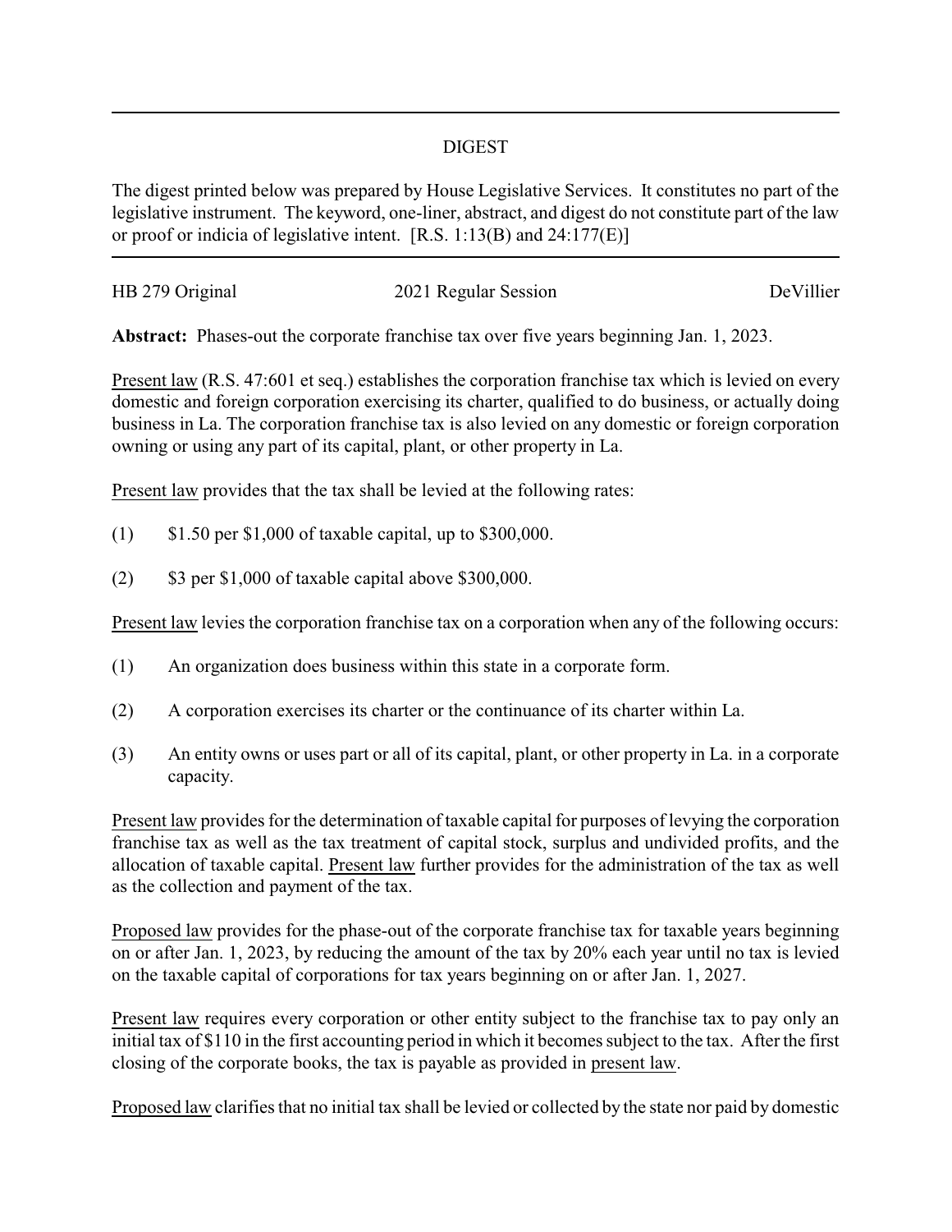# DIGEST

The digest printed below was prepared by House Legislative Services. It constitutes no part of the legislative instrument. The keyword, one-liner, abstract, and digest do not constitute part of the law or proof or indicia of legislative intent. [R.S. 1:13(B) and 24:177(E)]

---

HB 279 Original | 2021 Regular Session | DeVillier

**Abstract:** Phases-out the corporate franchise tax over five years beginning Jan. 1, 2023.

Present law (R.S. 47:601 et seq.) establishes the corporation franchise tax which is levied on every domestic and foreign corporation exercising its charter, qualified to do business, or actually doing business in La. The corporation franchise tax is also levied on any domestic or foreign corporation owning or using any part of its capital, plant, or other property in La.

Present law provides that the tax shall be levied at the following rates:

(1) $1.50 per $1,000 of taxable capital, up to $300,000.

(2) $3 per $1,000 of taxable capital above $300,000.

Present law levies the corporation franchise tax on a corporation when any of the following occurs:

(1) An organization does business within this state in a corporate form.

(2) A corporation exercises its charter or the continuance of its charter within La.

(3) An entity owns or uses part or all of its capital, plant, or other property in La. in a corporate capacity.

Present law provides for the determination of taxable capital for purposes of levying the corporation franchise tax as well as the tax treatment of capital stock, surplus and undivided profits, and the allocation of taxable capital. Present law further provides for the administration of the tax as well as the collection and payment of the tax.

Proposed law provides for the phase-out of the corporate franchise tax for taxable years beginning on or after Jan. 1, 2023, by reducing the amount of the tax by 20% each year until no tax is levied on the taxable capital of corporations for tax years beginning on or after Jan. 1, 2027.

Present law requires every corporation or other entity subject to the franchise tax to pay only an initial tax of $110 in the first accounting period in which it becomes subject to the tax. After the first closing of the corporate books, the tax is payable as provided in present law.

Proposed law clarifies that no initial tax shall be levied or collected by the state nor paid by domestic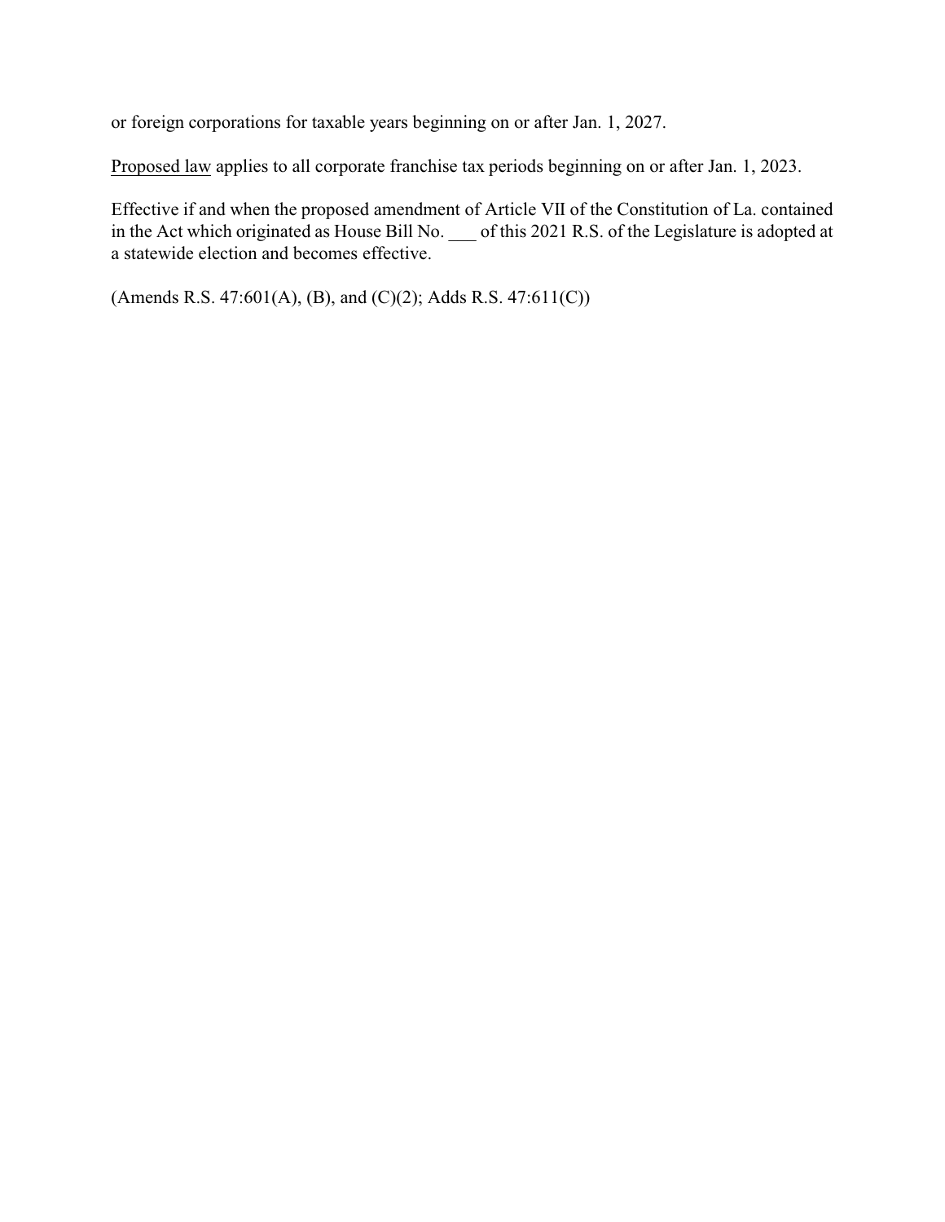or foreign corporations for taxable years beginning on or after Jan. 1, 2027.

Proposed law applies to all corporate franchise tax periods beginning on or after Jan. 1, 2023.

Effective if and when the proposed amendment of Article VII of the Constitution of La. contained in the Act which originated as House Bill No. ___ of this 2021 R.S. of the Legislature is adopted at a statewide election and becomes effective.

(Amends R.S. 47:601(A), (B), and (C)(2); Adds R.S. 47:611(C))